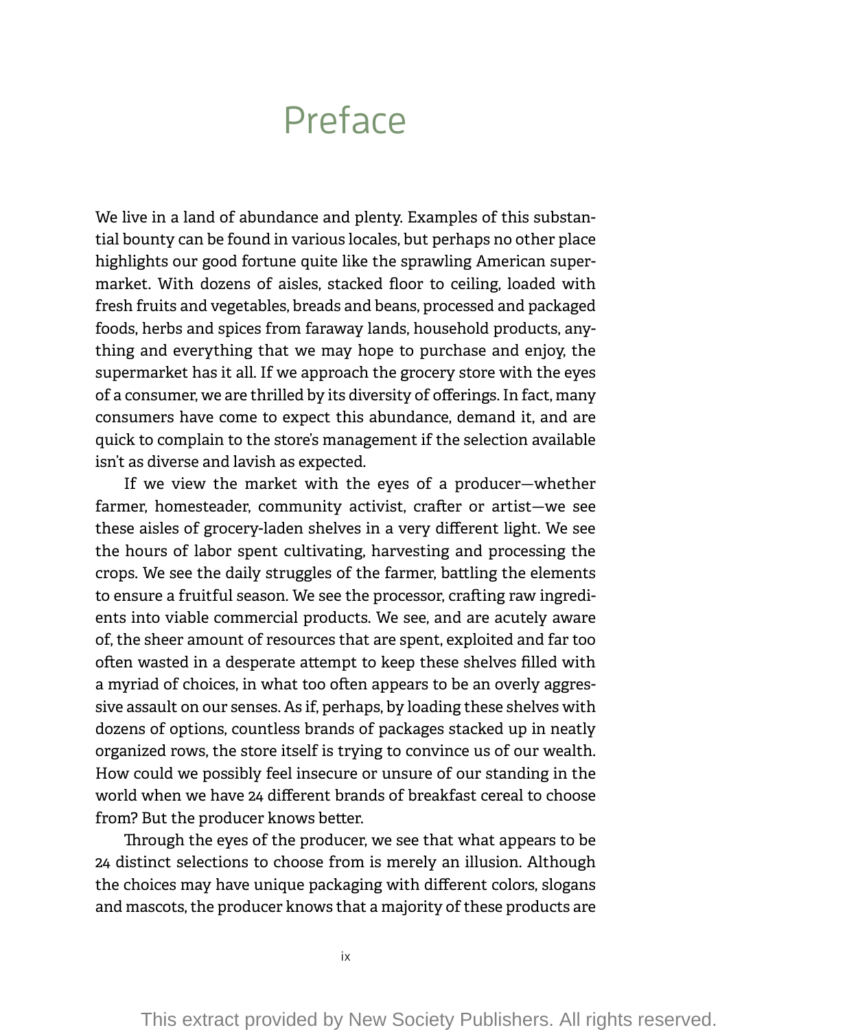# Preface

We live in a land of abundance and plenty. Examples of this substantial bounty can be found in various locales, but perhaps no other place highlights our good fortune quite like the sprawling American supermarket. With dozens of aisles, stacked floor to ceiling, loaded with fresh fruits and vegetables, breads and beans, processed and packaged foods, herbs and spices from faraway lands, household products, anything and everything that we may hope to purchase and enjoy, the supermarket has it all. If we approach the grocery store with the eyes of a consumer, we are thrilled by its diversity of offerings. In fact, many consumers have come to expect this abundance, demand it, and are quick to complain to the store's management if the selection available isn't as diverse and lavish as expected.

If we view the market with the eyes of a producer—whether farmer, homesteader, community activist, crafter or artist—we see these aisles of grocery-laden shelves in a very different light. We see the hours of labor spent cultivating, harvesting and processing the crops. We see the daily struggles of the farmer, battling the elements to ensure a fruitful season. We see the processor, crafting raw ingredients into viable commercial products. We see, and are acutely aware of, the sheer amount of resources that are spent, exploited and far too often wasted in a desperate attempt to keep these shelves filled with a myriad of choices, in what too often appears to be an overly aggressive assault on our senses. As if, perhaps, by loading these shelves with dozens of options, countless brands of packages stacked up in neatly organized rows, the store itself is trying to convince us of our wealth. How could we possibly feel insecure or unsure of our standing in the world when we have 24 different brands of breakfast cereal to choose from? But the producer knows better.

Through the eyes of the producer, we see that what appears to be 24 distinct selections to choose from is merely an illusion. Although the choices may have unique packaging with different colors, slogans and mascots, the producer knows that a majority of these products are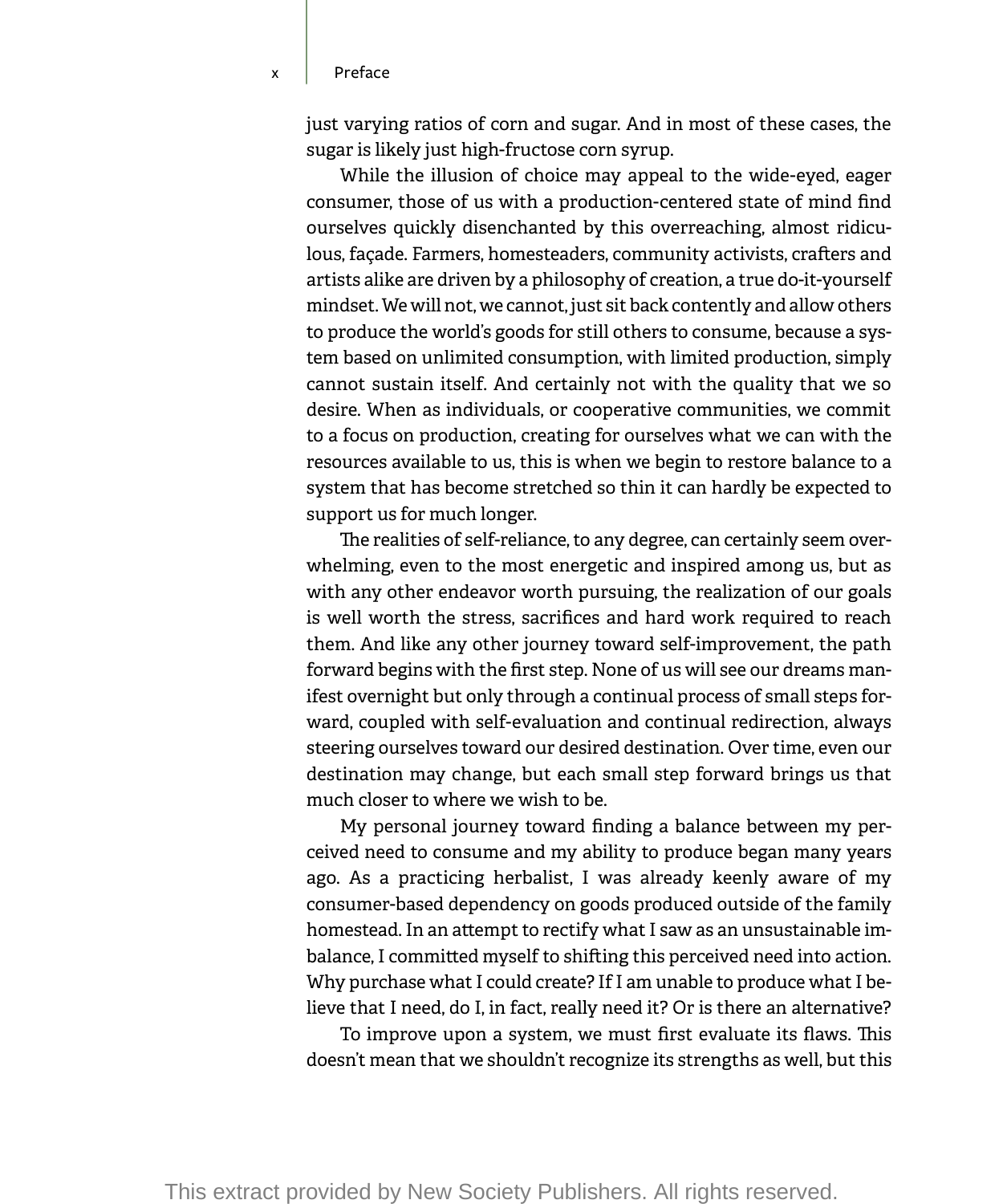just varying ratios of corn and sugar. And in most of these cases, the sugar is likely just high-fructose corn syrup.

While the illusion of choice may appeal to the wide-eyed, eager consumer, those of us with a production-centered state of mind find ourselves quickly disenchanted by this overreaching, almost ridiculous, façade. Farmers, homesteaders, community activists, crafters and artists alike are driven by a philosophy of creation, a true do-it-yourself mindset. We will not, we cannot, just sit back contently and allow others to produce the world's goods for still others to consume, because a system based on unlimited consumption, with limited production, simply cannot sustain itself. And certainly not with the quality that we so desire. When as individuals, or cooperative communities, we commit to a focus on production, creating for ourselves what we can with the resources available to us, this is when we begin to restore balance to a system that has become stretched so thin it can hardly be expected to support us for much longer.

The realities of self-reliance, to any degree, can certainly seem overwhelming, even to the most energetic and inspired among us, but as with any other endeavor worth pursuing, the realization of our goals is well worth the stress, sacrifices and hard work required to reach them. And like any other journey toward self-improvement, the path forward begins with the first step. None of us will see our dreams manifest overnight but only through a continual process of small steps forward, coupled with self-evaluation and continual redirection, always steering ourselves toward our desired destination. Over time, even our destination may change, but each small step forward brings us that much closer to where we wish to be.

My personal journey toward finding a balance between my perceived need to consume and my ability to produce began many years ago. As a practicing herbalist, I was already keenly aware of my consumer-based dependency on goods produced outside of the family homestead. In an attempt to rectify what I saw as an unsustainable imbalance, I committed myself to shifting this perceived need into action. Why purchase what I could create? If I am unable to produce what I believe that I need, do I, in fact, really need it? Or is there an alternative?

To improve upon a system, we must first evaluate its flaws. This doesn't mean that we shouldn't recognize its strengths as well, but this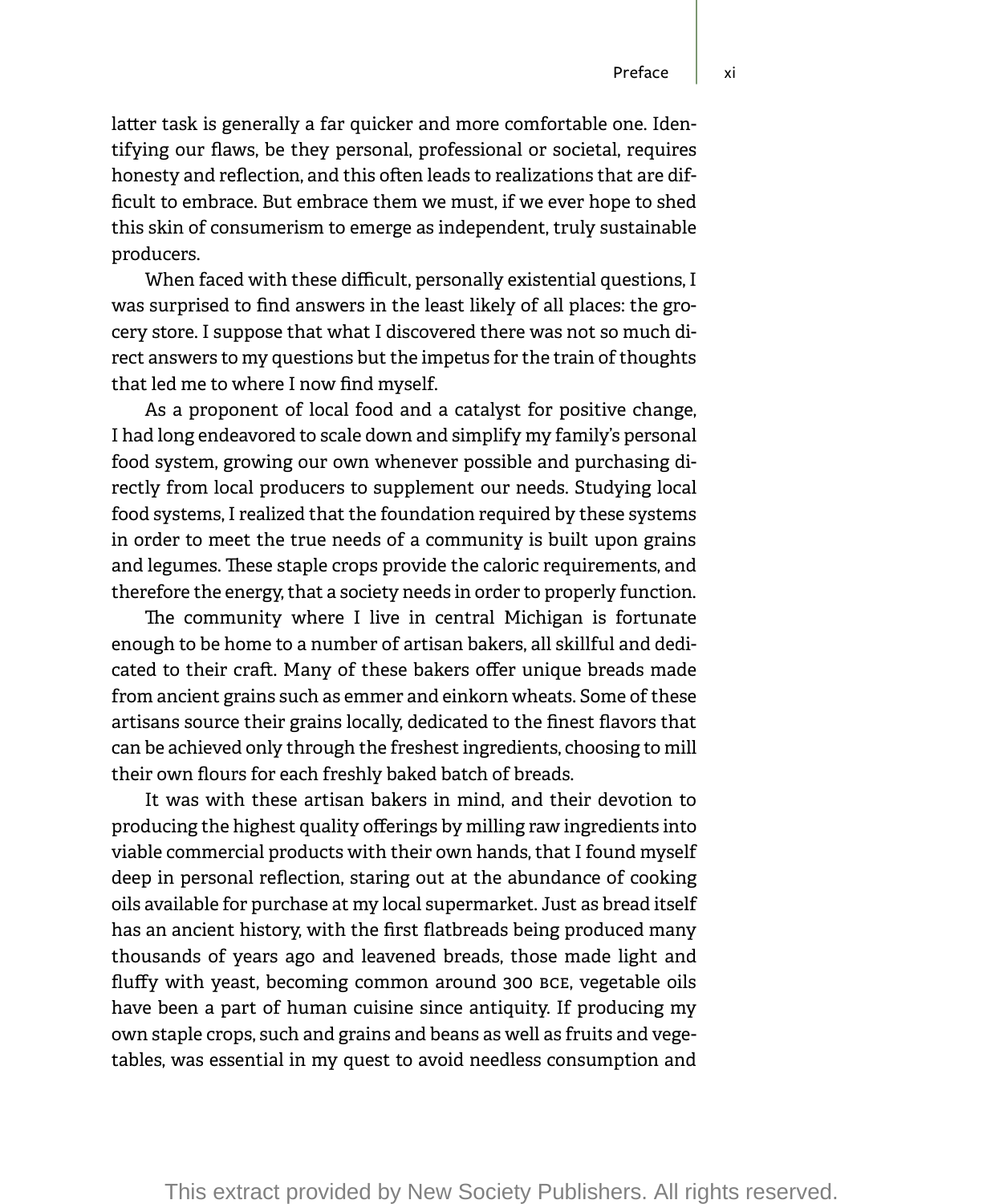latter task is generally a far quicker and more comfortable one. Identifying our flaws, be they personal, professional or societal, requires honesty and reflection, and this often leads to realizations that are difficult to embrace. But embrace them we must, if we ever hope to shed this skin of consumerism to emerge as independent, truly sustainable producers.

When faced with these difficult, personally existential questions, I was surprised to find answers in the least likely of all places: the grocery store. I suppose that what I discovered there was not so much direct answers to my questions but the impetus for the train of thoughts that led me to where I now find myself.

As a proponent of local food and a catalyst for positive change, I had long endeavored to scale down and simplify my family's personal food system, growing our own whenever possible and purchasing directly from local producers to supplement our needs. Studying local food systems, I realized that the foundation required by these systems in order to meet the true needs of a community is built upon grains and legumes. These staple crops provide the caloric requirements, and therefore the energy, that a society needs in order to properly function.

The community where I live in central Michigan is fortunate enough to be home to a number of artisan bakers, all skillful and dedicated to their craft. Many of these bakers offer unique breads made from ancient grains such as emmer and einkorn wheats. Some of these artisans source their grains locally, dedicated to the finest flavors that can be achieved only through the freshest ingredients, choosing to mill their own flours for each freshly baked batch of breads.

It was with these artisan bakers in mind, and their devotion to producing the highest quality offerings by milling raw ingredients into viable commercial products with their own hands, that I found myself deep in personal reflection, staring out at the abundance of cooking oils available for purchase at my local supermarket. Just as bread itself has an ancient history, with the first flatbreads being produced many thousands of years ago and leavened breads, those made light and fluffy with yeast, becoming common around 300 BCE, vegetable oils have been a part of human cuisine since antiquity. If producing my own staple crops, such and grains and beans as well as fruits and vegetables, was essential in my quest to avoid needless consumption and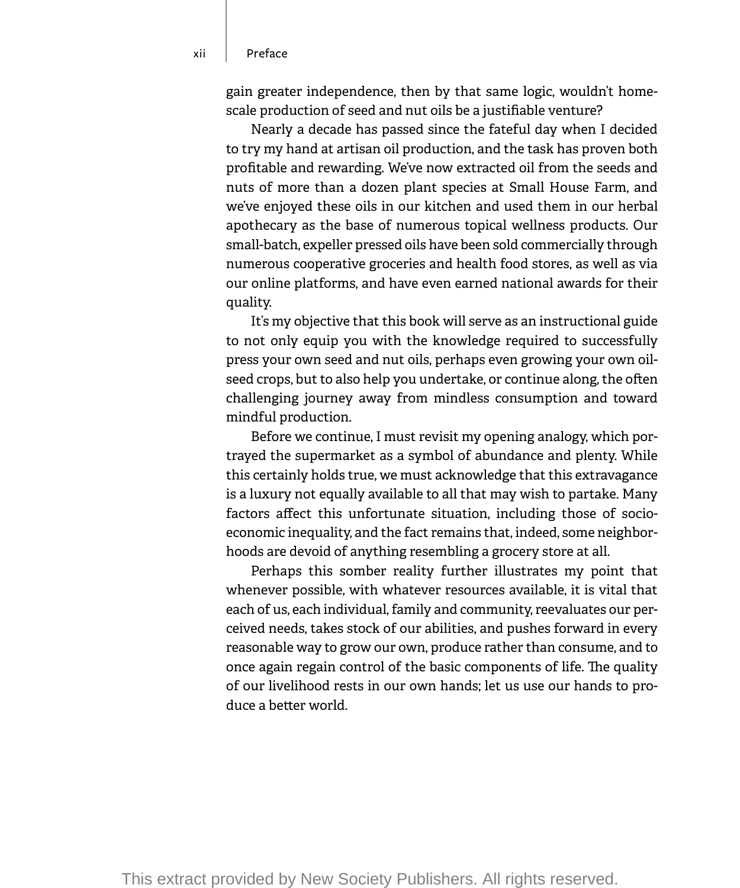gain greater independence, then by that same logic, wouldn't home-scale production of seed and nut oils be a justifiable venture?

Nearly a decade has passed since the fateful day when I decided to try my hand at artisan oil production, and the task has proven both profitable and rewarding. We've now extracted oil from the seeds and nuts of more than a dozen plant species at Small House Farm, and we've enjoyed these oils in our kitchen and used them in our herbal apothecary as the base of numerous topical wellness products. Our small-batch, expeller pressed oils have been sold commercially through numerous cooperative groceries and health food stores, as well as via our online platforms, and have even earned national awards for their quality.

It's my objective that this book will serve as an instructional guide to not only equip you with the knowledge required to successfully press your own seed and nut oils, perhaps even growing your own oil-seed crops, but to also help you undertake, or continue along, the often challenging journey away from mindless consumption and toward mindful production.

Before we continue, I must revisit my opening analogy, which portrayed the supermarket as a symbol of abundance and plenty. While this certainly holds true, we must acknowledge that this extravagance is a luxury not equally available to all that may wish to partake. Many factors affect this unfortunate situation, including those of socio-economic inequality, and the fact remains that, indeed, some neighborhoods are devoid of anything resembling a grocery store at all.

Perhaps this somber reality further illustrates my point that whenever possible, with whatever resources available, it is vital that each of us, each individual, family and community, reevaluates our perceived needs, takes stock of our abilities, and pushes forward in every reasonable way to grow our own, produce rather than consume, and to once again regain control of the basic components of life. The quality of our livelihood rests in our own hands; let us use our hands to produce a better world.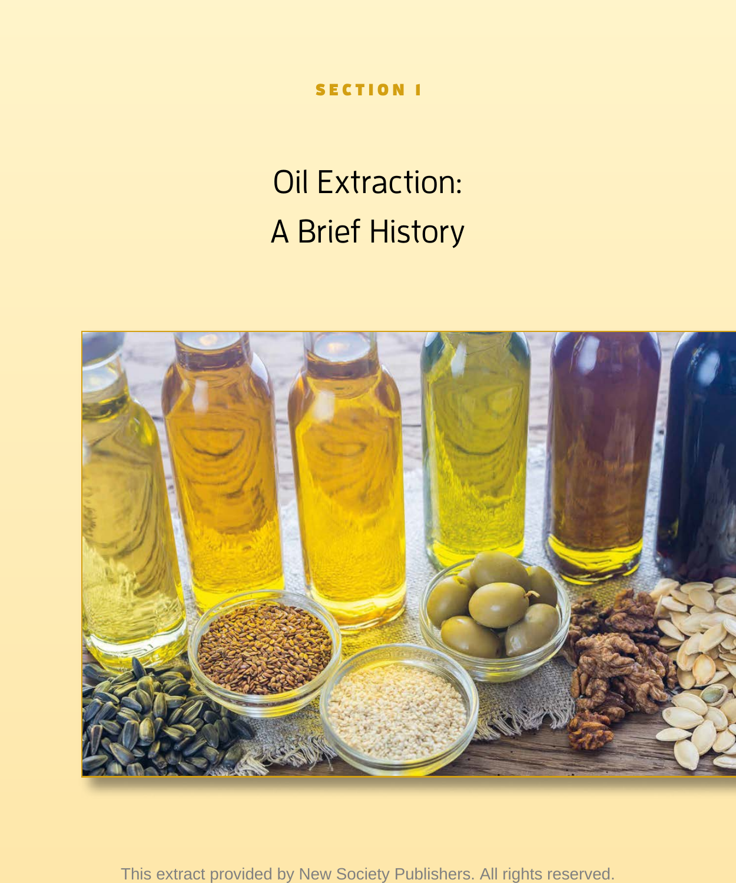SECTION I

# Oil Extraction: A Brief History

This extract provided by New Society Publishers. All rights reserved.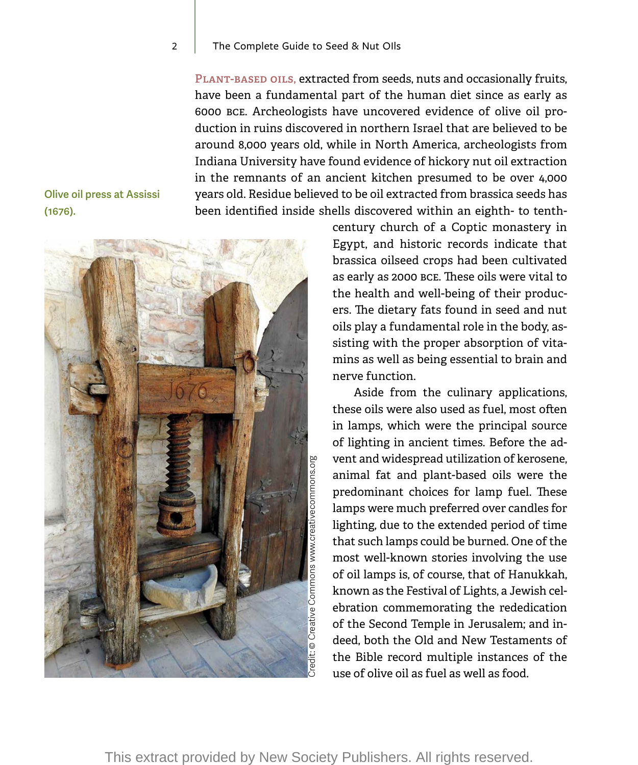**Plant-based oils,** extracted from seeds, nuts and occasionally fruits, have been a fundamental part of the human diet since as early as 6000 BCE. Archeologists have uncovered evidence of olive oil production in ruins discovered in northern Israel that are believed to be around 8,000 years old, while in North America, archeologists from Indiana University have found evidence of hickory nut oil extraction in the remnants of an ancient kitchen presumed to be over 4,000 years old. Residue believed to be oil extracted from brassica seeds has been identified inside shells discovered within an eighth- to tenth-century church of a Coptic monastery in Egypt, and historic records indicate that brassica oilseed crops had been cultivated as early as 2000 BCE. These oils were vital to the health and well-being of their producers. The dietary fats found in seed and nut oils play a fundamental role in the body, assisting with the proper absorption of vitamins as well as being essential to brain and nerve function.

Olive oil press at Assissi (1676).

Credit: © Creative Commons www.creativecommons.org

Aside from the culinary applications, these oils were also used as fuel, most often in lamps, which were the principal source of lighting in ancient times. Before the advent and widespread utilization of kerosene, animal fat and plant-based oils were the predominant choices for lamp fuel. These lamps were much preferred over candles for lighting, due to the extended period of time that such lamps could be burned. One of the most well-known stories involving the use of oil lamps is, of course, that of Hanukkah, known as the Festival of Lights, a Jewish celebration commemorating the rededication of the Second Temple in Jerusalem; and indeed, both the Old and New Testaments of the Bible record multiple instances of the use of olive oil as fuel as well as food.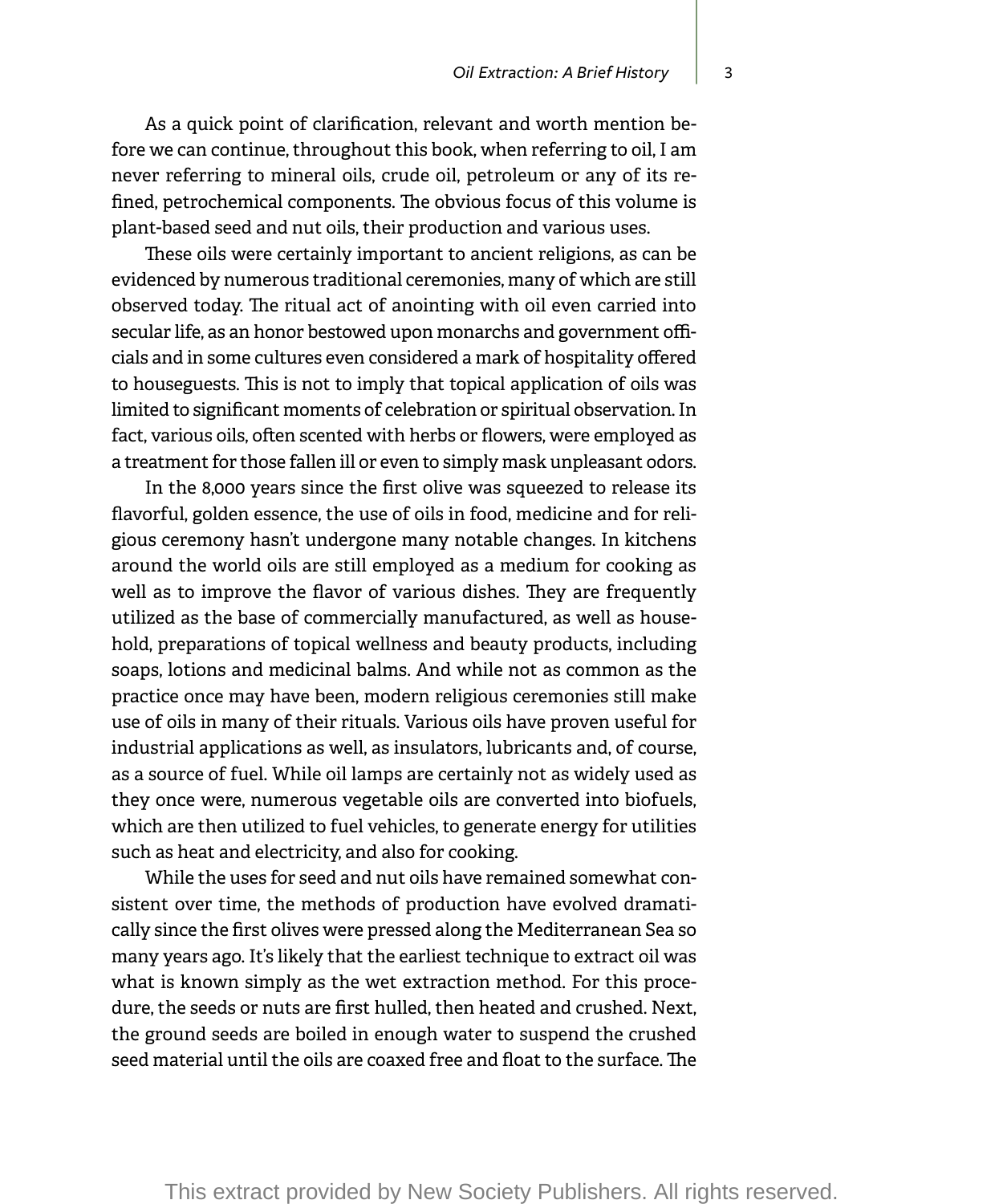As a quick point of clarification, relevant and worth mention before we can continue, throughout this book, when referring to oil, I am never referring to mineral oils, crude oil, petroleum or any of its refined, petrochemical components. The obvious focus of this volume is plant-based seed and nut oils, their production and various uses.

These oils were certainly important to ancient religions, as can be evidenced by numerous traditional ceremonies, many of which are still observed today. The ritual act of anointing with oil even carried into secular life, as an honor bestowed upon monarchs and government officials and in some cultures even considered a mark of hospitality offered to houseguests. This is not to imply that topical application of oils was limited to significant moments of celebration or spiritual observation. In fact, various oils, often scented with herbs or flowers, were employed as a treatment for those fallen ill or even to simply mask unpleasant odors.

In the 8,000 years since the first olive was squeezed to release its flavorful, golden essence, the use of oils in food, medicine and for religious ceremony hasn't undergone many notable changes. In kitchens around the world oils are still employed as a medium for cooking as well as to improve the flavor of various dishes. They are frequently utilized as the base of commercially manufactured, as well as household, preparations of topical wellness and beauty products, including soaps, lotions and medicinal balms. And while not as common as the practice once may have been, modern religious ceremonies still make use of oils in many of their rituals. Various oils have proven useful for industrial applications as well, as insulators, lubricants and, of course, as a source of fuel. While oil lamps are certainly not as widely used as they once were, numerous vegetable oils are converted into biofuels, which are then utilized to fuel vehicles, to generate energy for utilities such as heat and electricity, and also for cooking.

While the uses for seed and nut oils have remained somewhat consistent over time, the methods of production have evolved dramatically since the first olives were pressed along the Mediterranean Sea so many years ago. It's likely that the earliest technique to extract oil was what is known simply as the wet extraction method. For this procedure, the seeds or nuts are first hulled, then heated and crushed. Next, the ground seeds are boiled in enough water to suspend the crushed seed material until the oils are coaxed free and float to the surface. The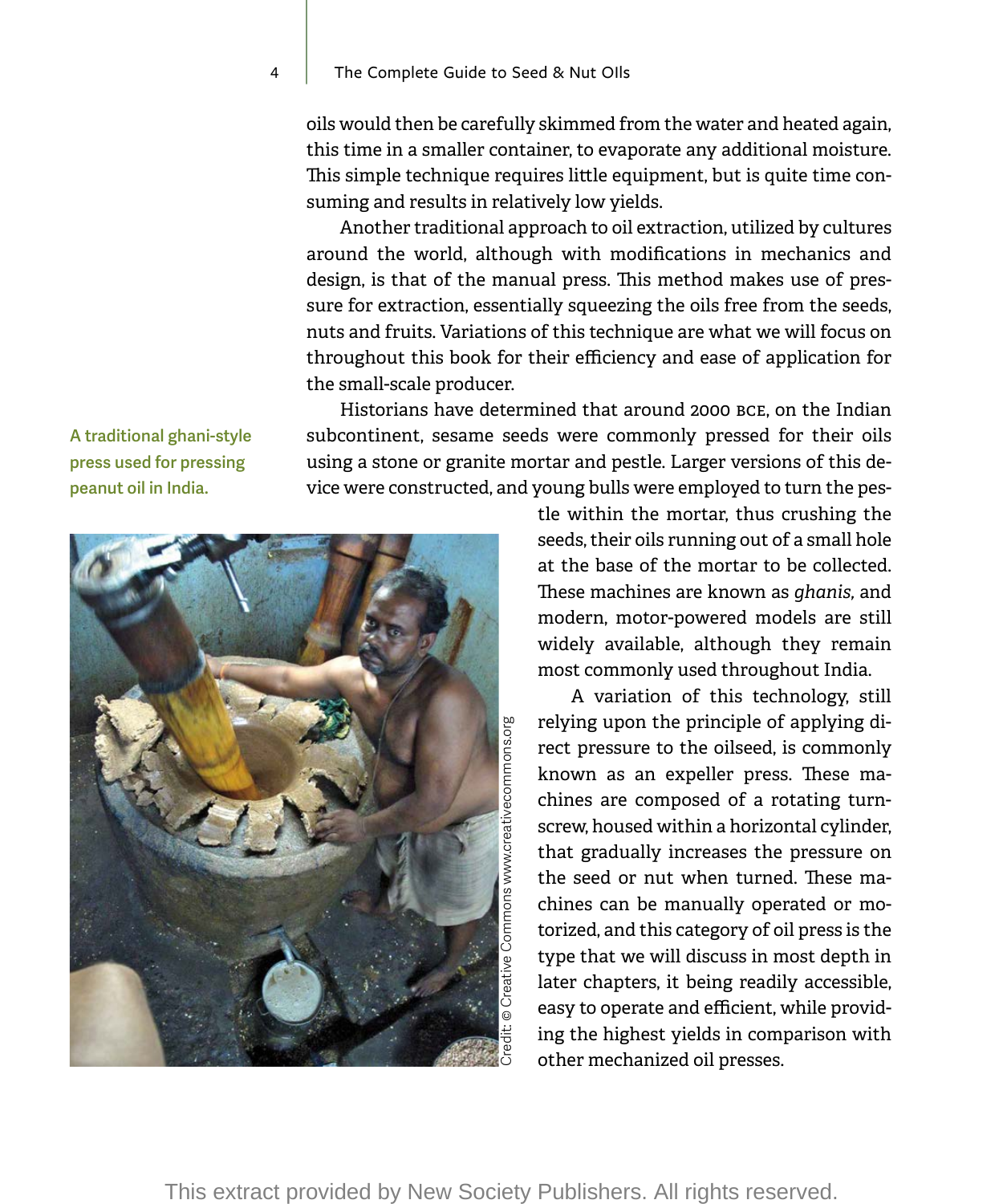oils would then be carefully skimmed from the water and heated again, this time in a smaller container, to evaporate any additional moisture. This simple technique requires little equipment, but is quite time consuming and results in relatively low yields.

Another traditional approach to oil extraction, utilized by cultures around the world, although with modifications in mechanics and design, is that of the manual press. This method makes use of pressure for extraction, essentially squeezing the oils free from the seeds, nuts and fruits. Variations of this technique are what we will focus on throughout this book for their efficiency and ease of application for the small-scale producer.

Historians have determined that around 2000 BCE, on the Indian subcontinent, sesame seeds were commonly pressed for their oils using a stone or granite mortar and pestle. Larger versions of this device were constructed, and young bulls were employed to turn the pestle within the mortar, thus crushing the seeds, their oils running out of a small hole at the base of the mortar to be collected. These machines are known as *ghanis*, and modern, motor-powered models are still widely available, although they remain most commonly used throughout India.

A traditional ghani-style press used for pressing peanut oil in India.

Credit: © Creative Commons www.creativecommons.org

A variation of this technology, still relying upon the principle of applying direct pressure to the oilseed, is commonly known as an expeller press. These machines are composed of a rotating turnscrew, housed within a horizontal cylinder, that gradually increases the pressure on the seed or nut when turned. These machines can be manually operated or motorized, and this category of oil press is the type that we will discuss in most depth in later chapters, it being readily accessible, easy to operate and efficient, while providing the highest yields in comparison with other mechanized oil presses.

This extract provided by New Society Publishers. All rights reserved.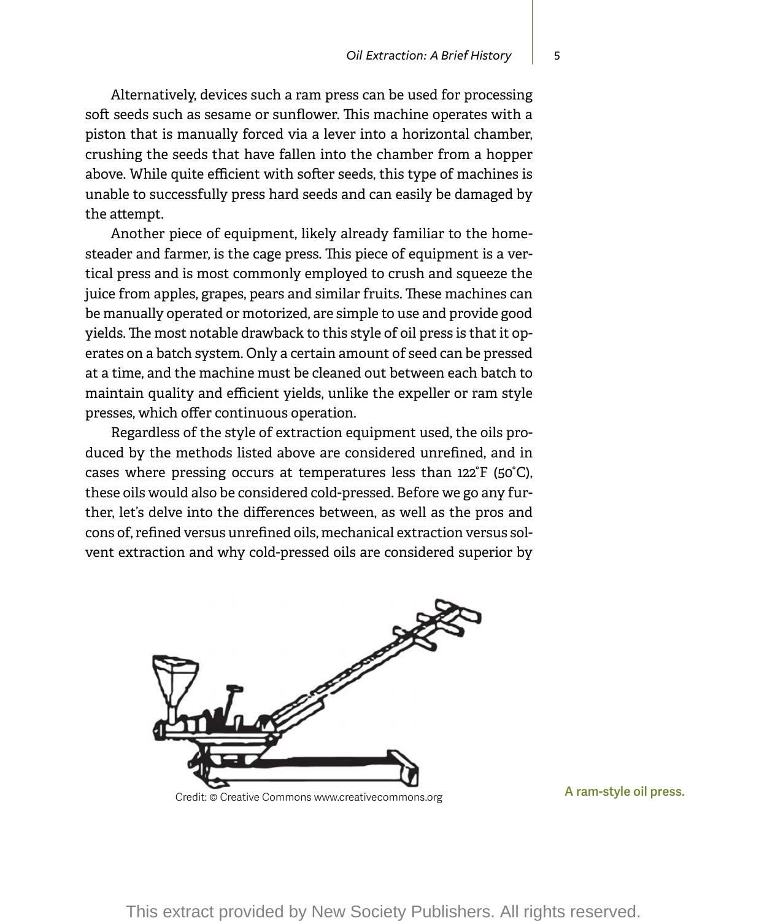Alternatively, devices such a ram press can be used for processing soft seeds such as sesame or sunflower. This machine operates with a piston that is manually forced via a lever into a horizontal chamber, crushing the seeds that have fallen into the chamber from a hopper above. While quite efficient with softer seeds, this type of machines is unable to successfully press hard seeds and can easily be damaged by the attempt.

Another piece of equipment, likely already familiar to the homesteader and farmer, is the cage press. This piece of equipment is a vertical press and is most commonly employed to crush and squeeze the juice from apples, grapes, pears and similar fruits. These machines can be manually operated or motorized, are simple to use and provide good yields. The most notable drawback to this style of oil press is that it operates on a batch system. Only a certain amount of seed can be pressed at a time, and the machine must be cleaned out between each batch to maintain quality and efficient yields, unlike the expeller or ram style presses, which offer continuous operation.

Regardless of the style of extraction equipment used, the oils produced by the methods listed above are considered unrefined, and in cases where pressing occurs at temperatures less than 122°F (50°C), these oils would also be considered cold-pressed. Before we go any further, let's delve into the differences between, as well as the pros and cons of, refined versus unrefined oils, mechanical extraction versus solvent extraction and why cold-pressed oils are considered superior by

Credit: © Creative Commons www.creativecommons.org

**A ram-style oil press.**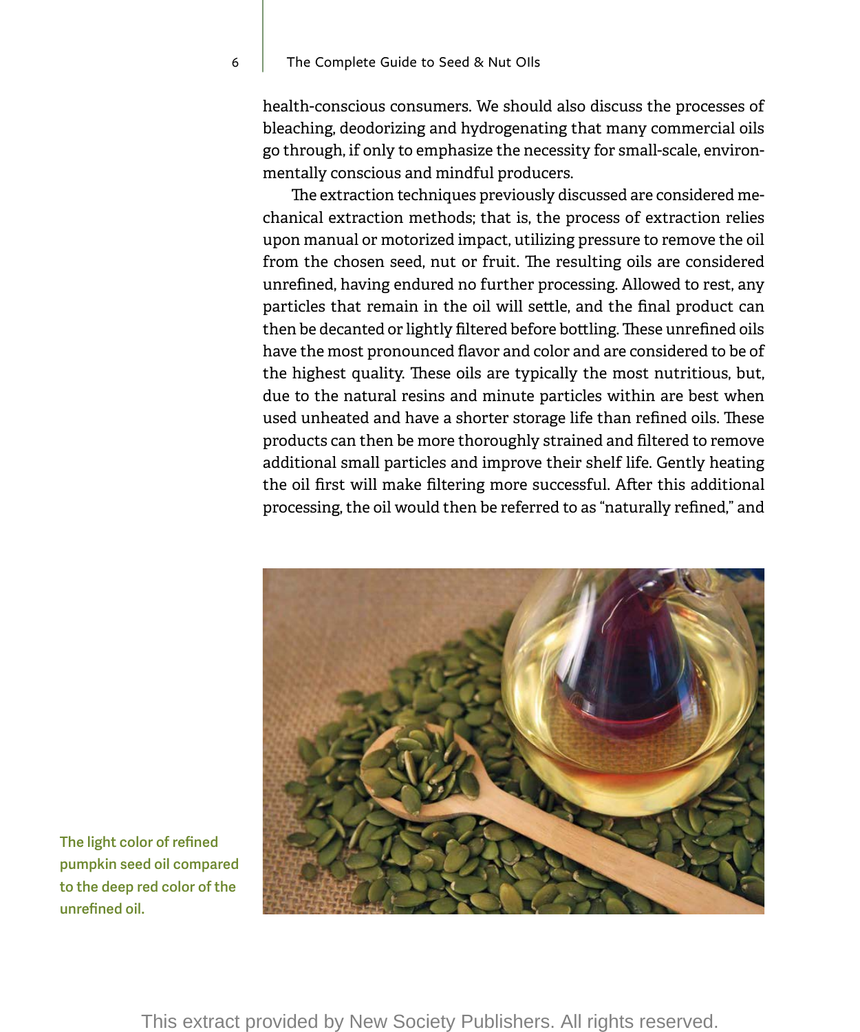health-conscious consumers. We should also discuss the processes of bleaching, deodorizing and hydrogenating that many commercial oils go through, if only to emphasize the necessity for small-scale, environmentally conscious and mindful producers.

The extraction techniques previously discussed are considered mechanical extraction methods; that is, the process of extraction relies upon manual or motorized impact, utilizing pressure to remove the oil from the chosen seed, nut or fruit. The resulting oils are considered unrefined, having endured no further processing. Allowed to rest, any particles that remain in the oil will settle, and the final product can then be decanted or lightly filtered before bottling. These unrefined oils have the most pronounced flavor and color and are considered to be of the highest quality. These oils are typically the most nutritious, but, due to the natural resins and minute particles within are best when used unheated and have a shorter storage life than refined oils. These products can then be more thoroughly strained and filtered to remove additional small particles and improve their shelf life. Gently heating the oil first will make filtering more successful. After this additional processing, the oil would then be referred to as "naturally refined," and

**The light color of refined pumpkin seed oil compared to the deep red color of the unrefined oil.**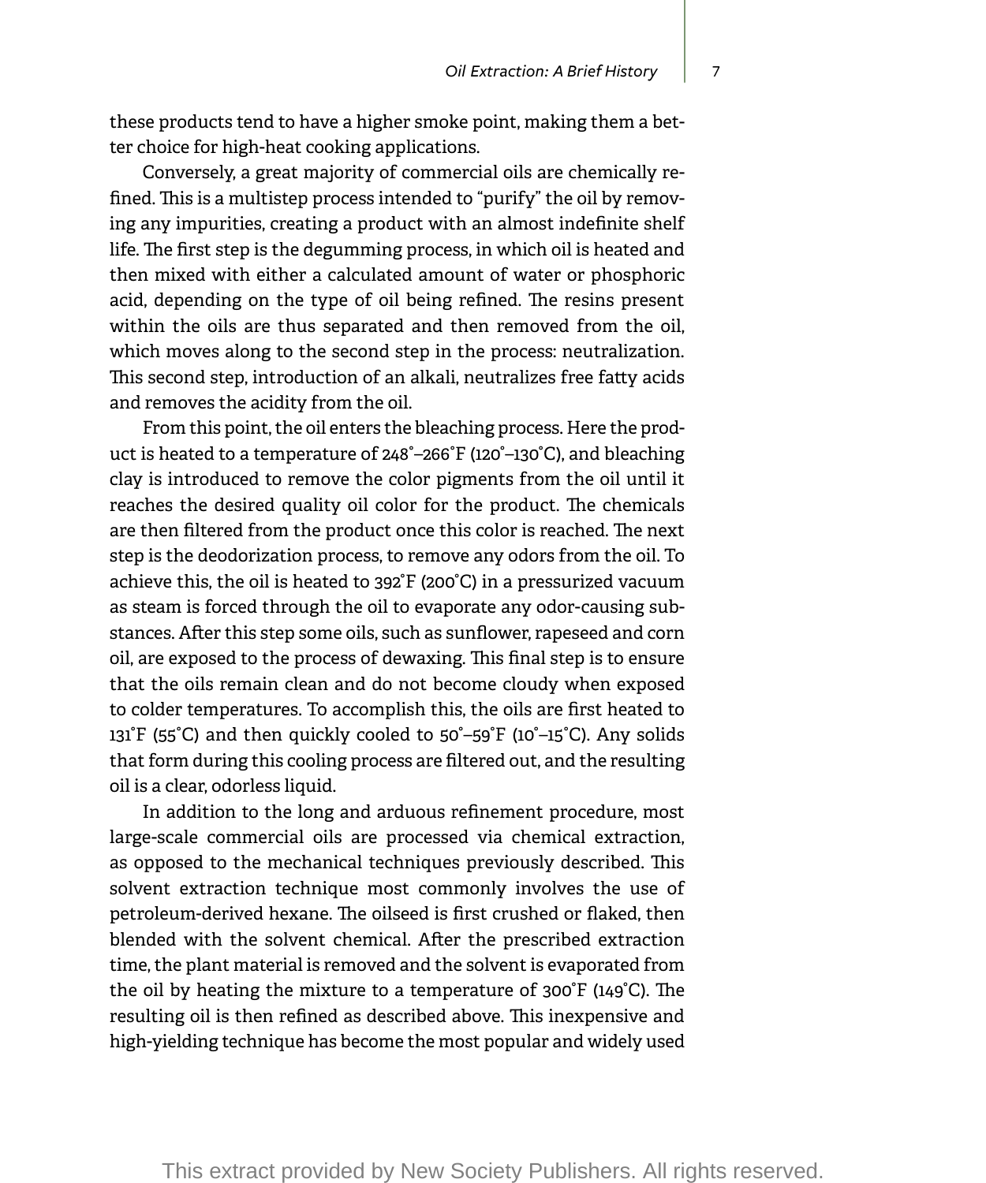these products tend to have a higher smoke point, making them a better choice for high-heat cooking applications.

Conversely, a great majority of commercial oils are chemically refined. This is a multistep process intended to "purify" the oil by removing any impurities, creating a product with an almost indefinite shelf life. The first step is the degumming process, in which oil is heated and then mixed with either a calculated amount of water or phosphoric acid, depending on the type of oil being refined. The resins present within the oils are thus separated and then removed from the oil, which moves along to the second step in the process: neutralization. This second step, introduction of an alkali, neutralizes free fatty acids and removes the acidity from the oil.

From this point, the oil enters the bleaching process. Here the product is heated to a temperature of 248°–266°F (120°–130°C), and bleaching clay is introduced to remove the color pigments from the oil until it reaches the desired quality oil color for the product. The chemicals are then filtered from the product once this color is reached. The next step is the deodorization process, to remove any odors from the oil. To achieve this, the oil is heated to 392°F (200°C) in a pressurized vacuum as steam is forced through the oil to evaporate any odor-causing substances. After this step some oils, such as sunflower, rapeseed and corn oil, are exposed to the process of dewaxing. This final step is to ensure that the oils remain clean and do not become cloudy when exposed to colder temperatures. To accomplish this, the oils are first heated to 131°F (55°C) and then quickly cooled to 50°–59°F (10°–15°C). Any solids that form during this cooling process are filtered out, and the resulting oil is a clear, odorless liquid.

In addition to the long and arduous refinement procedure, most large-scale commercial oils are processed via chemical extraction, as opposed to the mechanical techniques previously described. This solvent extraction technique most commonly involves the use of petroleum-derived hexane. The oilseed is first crushed or flaked, then blended with the solvent chemical. After the prescribed extraction time, the plant material is removed and the solvent is evaporated from the oil by heating the mixture to a temperature of 300°F (149°C). The resulting oil is then refined as described above. This inexpensive and high-yielding technique has become the most popular and widely used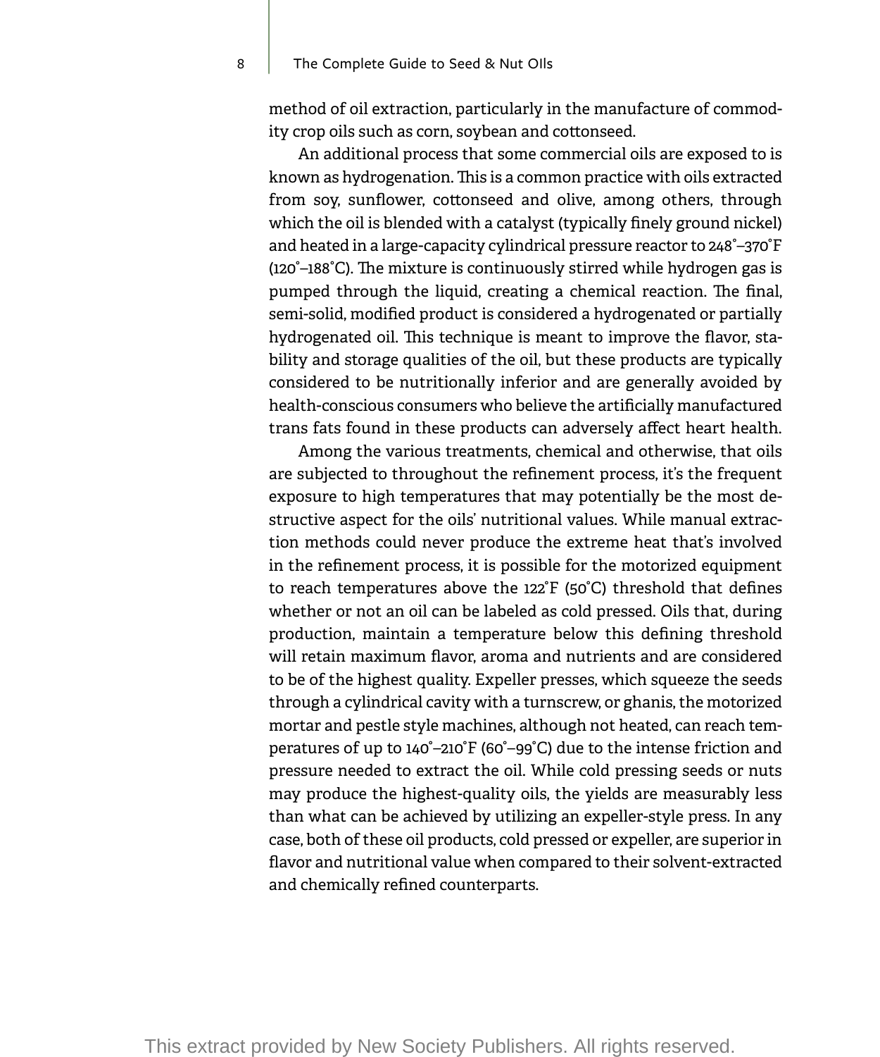method of oil extraction, particularly in the manufacture of commodity crop oils such as corn, soybean and cottonseed.

An additional process that some commercial oils are exposed to is known as hydrogenation. This is a common practice with oils extracted from soy, sunflower, cottonseed and olive, among others, through which the oil is blended with a catalyst (typically finely ground nickel) and heated in a large-capacity cylindrical pressure reactor to 248˚–370˚F (120˚–188˚C). The mixture is continuously stirred while hydrogen gas is pumped through the liquid, creating a chemical reaction. The final, semi-solid, modified product is considered a hydrogenated or partially hydrogenated oil. This technique is meant to improve the flavor, stability and storage qualities of the oil, but these products are typically considered to be nutritionally inferior and are generally avoided by health-conscious consumers who believe the artificially manufactured trans fats found in these products can adversely affect heart health.

Among the various treatments, chemical and otherwise, that oils are subjected to throughout the refinement process, it's the frequent exposure to high temperatures that may potentially be the most destructive aspect for the oils' nutritional values. While manual extraction methods could never produce the extreme heat that's involved in the refinement process, it is possible for the motorized equipment to reach temperatures above the 122˚F (50˚C) threshold that defines whether or not an oil can be labeled as cold pressed. Oils that, during production, maintain a temperature below this defining threshold will retain maximum flavor, aroma and nutrients and are considered to be of the highest quality. Expeller presses, which squeeze the seeds through a cylindrical cavity with a turnscrew, or ghanis, the motorized mortar and pestle style machines, although not heated, can reach temperatures of up to 140˚–210˚F (60˚–99˚C) due to the intense friction and pressure needed to extract the oil. While cold pressing seeds or nuts may produce the highest-quality oils, the yields are measurably less than what can be achieved by utilizing an expeller-style press. In any case, both of these oil products, cold pressed or expeller, are superior in flavor and nutritional value when compared to their solvent-extracted and chemically refined counterparts.